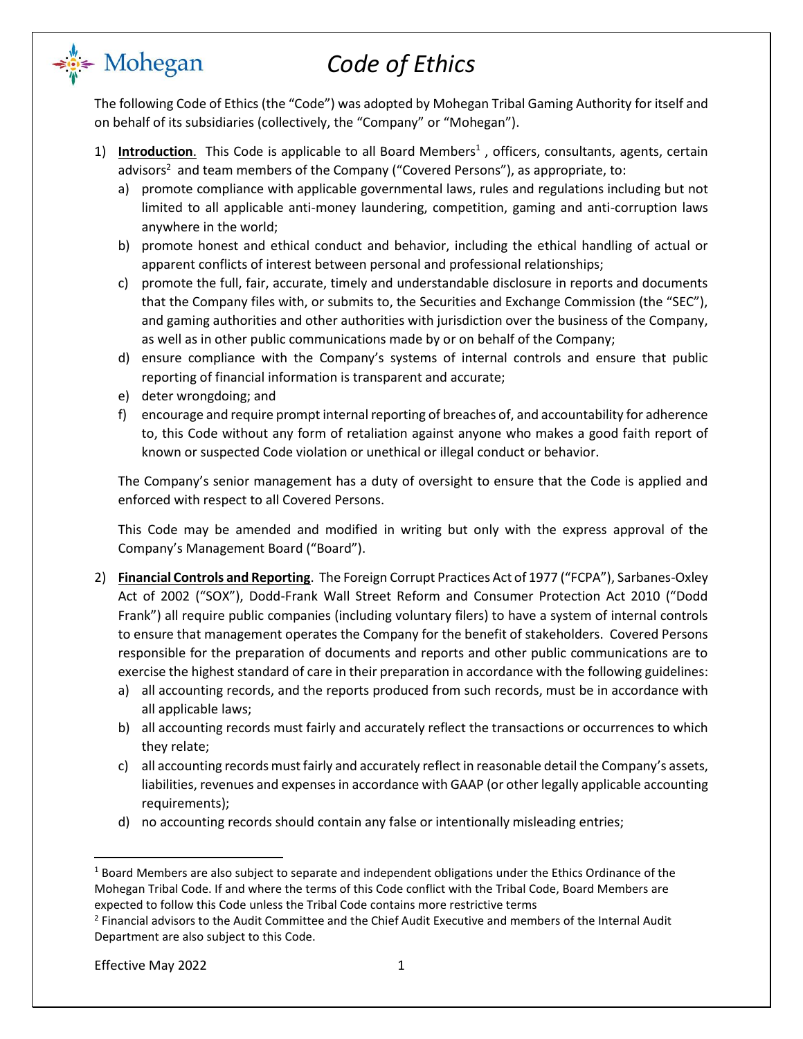# Code of Ethics

The following Code of Ethics (the "Code") was adopted by Mohegan Tribal Gaming Authority for itself and on behalf of its subsidiaries (collectively, the "Company" or "Mohegan").

1) **Introduction**. This Code is applicable to all Board Members[1] , officers, consultants, agents, certain advisors[2] and team members of the Company ("Covered Persons"), as appropriate, to:
   a) promote compliance with applicable governmental laws, rules and regulations including but not limited to all applicable anti-money laundering, competition, gaming and anti-corruption laws anywhere in the world;
   b) promote honest and ethical conduct and behavior, including the ethical handling of actual or apparent conflicts of interest between personal and professional relationships;
   c) promote the full, fair, accurate, timely and understandable disclosure in reports and documents that the Company files with, or submits to, the Securities and Exchange Commission (the "SEC"), and gaming authorities and other authorities with jurisdiction over the business of the Company, as well as in other public communications made by or on behalf of the Company;
   d) ensure compliance with the Company's systems of internal controls and ensure that public reporting of financial information is transparent and accurate;
   e) deter wrongdoing; and
   f) encourage and require prompt internal reporting of breaches of, and accountability for adherence to, this Code without any form of retaliation against anyone who makes a good faith report of known or suspected Code violation or unethical or illegal conduct or behavior.

   The Company's senior management has a duty of oversight to ensure that the Code is applied and enforced with respect to all Covered Persons.

   This Code may be amended and modified in writing but only with the express approval of the Company's Management Board ("Board").

2) **Financial Controls and Reporting**. The Foreign Corrupt Practices Act of 1977 ("FCPA"), Sarbanes-Oxley Act of 2002 ("SOX"), Dodd-Frank Wall Street Reform and Consumer Protection Act 2010 ("Dodd Frank") all require public companies (including voluntary filers) to have a system of internal controls to ensure that management operates the Company for the benefit of stakeholders. Covered Persons responsible for the preparation of documents and reports and other public communications are to exercise the highest standard of care in their preparation in accordance with the following guidelines:
   a) all accounting records, and the reports produced from such records, must be in accordance with all applicable laws;
   b) all accounting records must fairly and accurately reflect the transactions or occurrences to which they relate;
   c) all accounting records must fairly and accurately reflect in reasonable detail the Company's assets, liabilities, revenues and expenses in accordance with GAAP (or other legally applicable accounting requirements);
   d) no accounting records should contain any false or intentionally misleading entries;

[1] Board Members are also subject to separate and independent obligations under the Ethics Ordinance of the Mohegan Tribal Code. If and where the terms of this Code conflict with the Tribal Code, Board Members are expected to follow this Code unless the Tribal Code contains more restrictive terms

[2] Financial advisors to the Audit Committee and the Chief Audit Executive and members of the Internal Audit Department are also subject to this Code.

Effective May 2022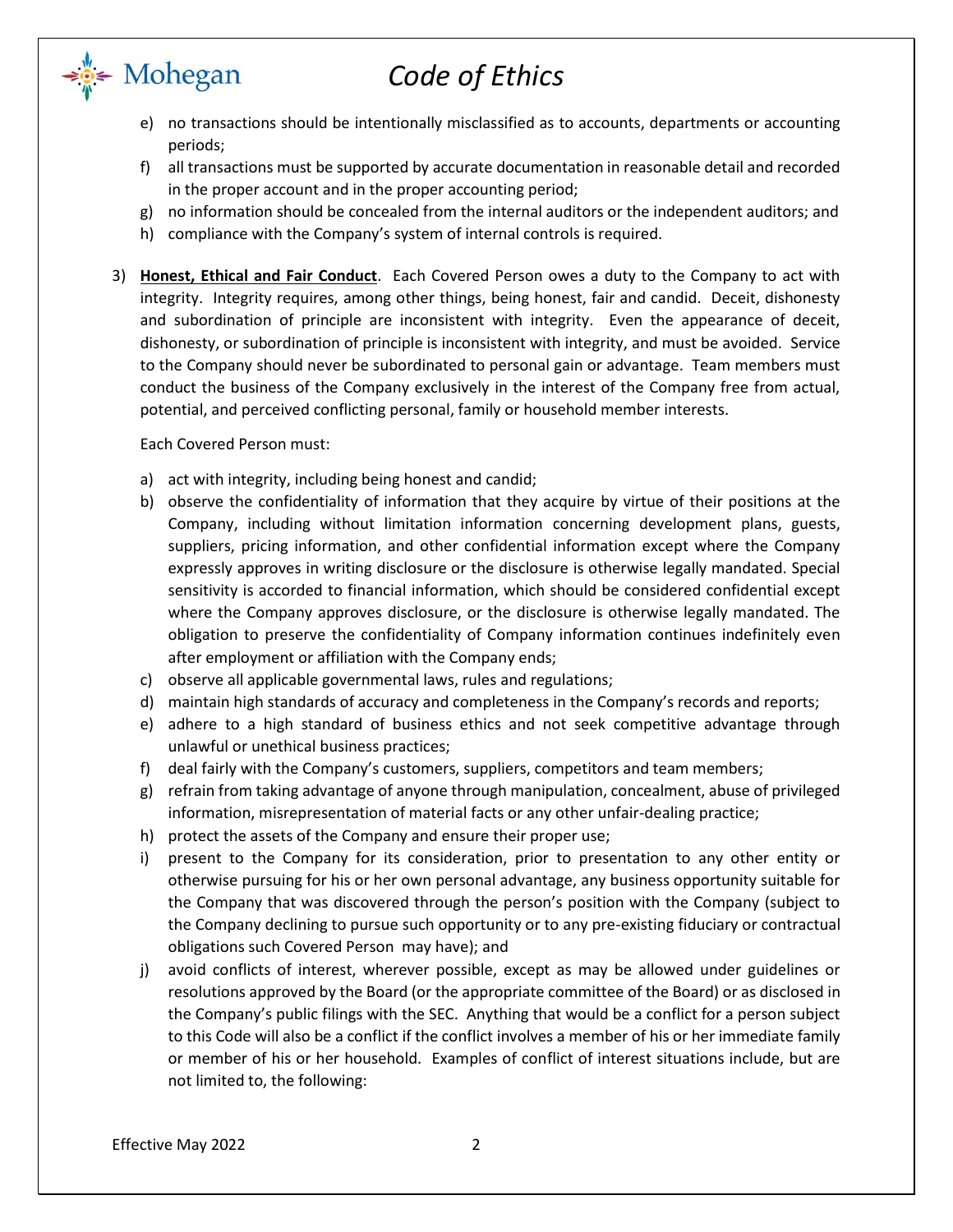e) no transactions should be intentionally misclassified as to accounts, departments or accounting periods;
f) all transactions must be supported by accurate documentation in reasonable detail and recorded in the proper account and in the proper accounting period;
g) no information should be concealed from the internal auditors or the independent auditors; and
h) compliance with the Company's system of internal controls is required.

3) **Honest, Ethical and Fair Conduct**. Each Covered Person owes a duty to the Company to act with integrity. Integrity requires, among other things, being honest, fair and candid. Deceit, dishonesty and subordination of principle are inconsistent with integrity. Even the appearance of deceit, dishonesty, or subordination of principle is inconsistent with integrity, and must be avoided. Service to the Company should never be subordinated to personal gain or advantage. Team members must conduct the business of the Company exclusively in the interest of the Company free from actual, potential, and perceived conflicting personal, family or household member interests.

   Each Covered Person must:

   a) act with integrity, including being honest and candid;
   b) observe the confidentiality of information that they acquire by virtue of their positions at the Company, including without limitation information concerning development plans, guests, suppliers, pricing information, and other confidential information except where the Company expressly approves in writing disclosure or the disclosure is otherwise legally mandated. Special sensitivity is accorded to financial information, which should be considered confidential except where the Company approves disclosure, or the disclosure is otherwise legally mandated. The obligation to preserve the confidentiality of Company information continues indefinitely even after employment or affiliation with the Company ends;
   c) observe all applicable governmental laws, rules and regulations;
   d) maintain high standards of accuracy and completeness in the Company's records and reports;
   e) adhere to a high standard of business ethics and not seek competitive advantage through unlawful or unethical business practices;
   f) deal fairly with the Company's customers, suppliers, competitors and team members;
   g) refrain from taking advantage of anyone through manipulation, concealment, abuse of privileged information, misrepresentation of material facts or any other unfair-dealing practice;
   h) protect the assets of the Company and ensure their proper use;
   i) present to the Company for its consideration, prior to presentation to any other entity or otherwise pursuing for his or her own personal advantage, any business opportunity suitable for the Company that was discovered through the person's position with the Company (subject to the Company declining to pursue such opportunity or to any pre-existing fiduciary or contractual obligations such Covered Person may have); and
   j) avoid conflicts of interest, wherever possible, except as may be allowed under guidelines or resolutions approved by the Board (or the appropriate committee of the Board) or as disclosed in the Company's public filings with the SEC. Anything that would be a conflict for a person subject to this Code will also be a conflict if the conflict involves a member of his or her immediate family or member of his or her household. Examples of conflict of interest situations include, but are not limited to, the following: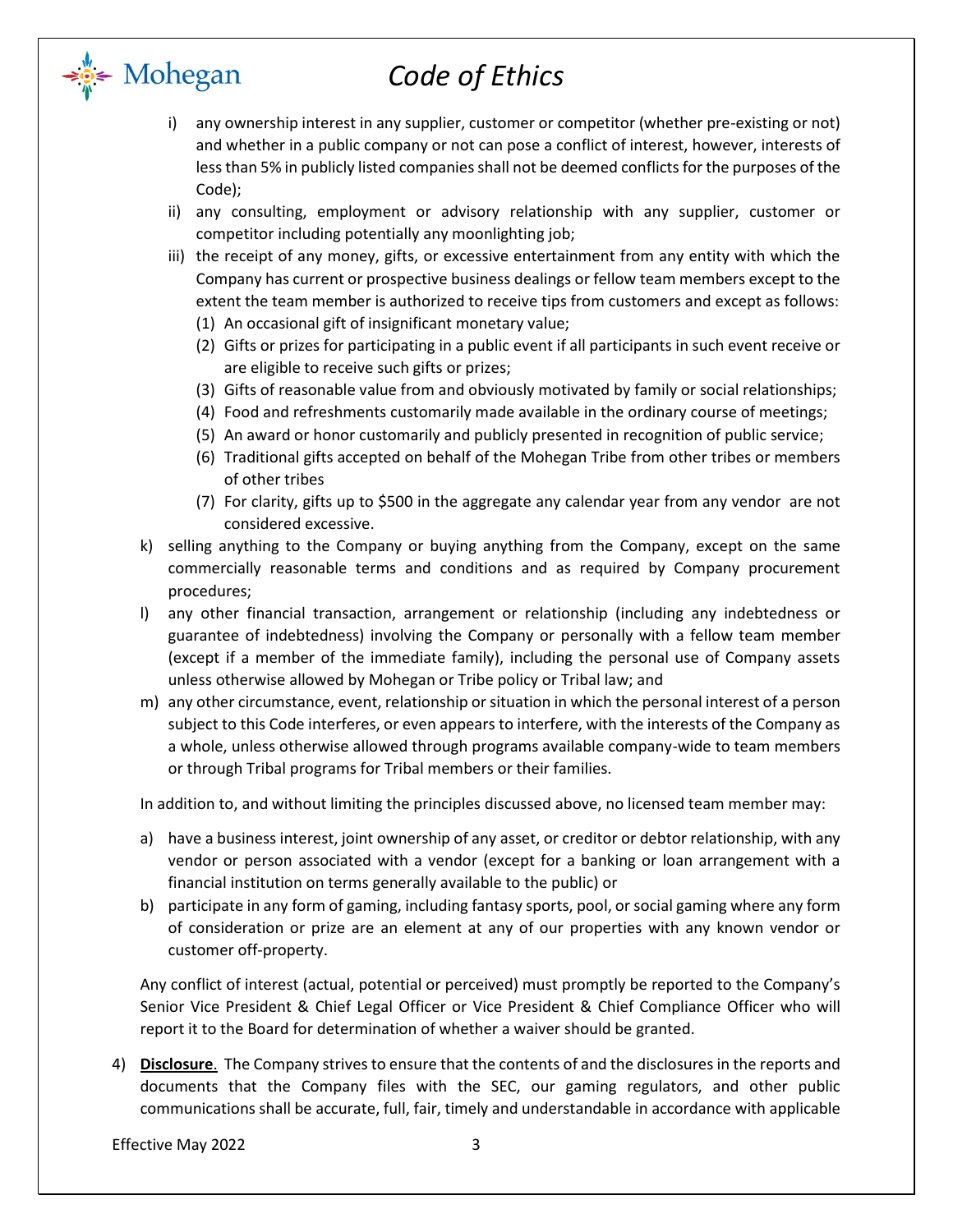i) any ownership interest in any supplier, customer or competitor (whether pre-existing or not) and whether in a public company or not can pose a conflict of interest, however, interests of less than 5% in publicly listed companies shall not be deemed conflicts for the purposes of the Code);

ii) any consulting, employment or advisory relationship with any supplier, customer or competitor including potentially any moonlighting job;

iii) the receipt of any money, gifts, or excessive entertainment from any entity with which the Company has current or prospective business dealings or fellow team members except to the extent the team member is authorized to receive tips from customers and except as follows:
   (1) An occasional gift of insignificant monetary value;
   (2) Gifts or prizes for participating in a public event if all participants in such event receive or are eligible to receive such gifts or prizes;
   (3) Gifts of reasonable value from and obviously motivated by family or social relationships;
   (4) Food and refreshments customarily made available in the ordinary course of meetings;
   (5) An award or honor customarily and publicly presented in recognition of public service;
   (6) Traditional gifts accepted on behalf of the Mohegan Tribe from other tribes or members of other tribes
   (7) For clarity, gifts up to $500 in the aggregate any calendar year from any vendor are not considered excessive.

k) selling anything to the Company or buying anything from the Company, except on the same commercially reasonable terms and conditions and as required by Company procurement procedures;

l) any other financial transaction, arrangement or relationship (including any indebtedness or guarantee of indebtedness) involving the Company or personally with a fellow team member (except if a member of the immediate family), including the personal use of Company assets unless otherwise allowed by Mohegan or Tribe policy or Tribal law; and

m) any other circumstance, event, relationship or situation in which the personal interest of a person subject to this Code interferes, or even appears to interfere, with the interests of the Company as a whole, unless otherwise allowed through programs available company-wide to team members or through Tribal programs for Tribal members or their families.

In addition to, and without limiting the principles discussed above, no licensed team member may:

a) have a business interest, joint ownership of any asset, or creditor or debtor relationship, with any vendor or person associated with a vendor (except for a banking or loan arrangement with a financial institution on terms generally available to the public) or

b) participate in any form of gaming, including fantasy sports, pool, or social gaming where any form of consideration or prize are an element at any of our properties with any known vendor or customer off-property.

Any conflict of interest (actual, potential or perceived) must promptly be reported to the Company's Senior Vice President & Chief Legal Officer or Vice President & Chief Compliance Officer who will report it to the Board for determination of whether a waiver should be granted.

4) **Disclosure**. The Company strives to ensure that the contents of and the disclosures in the reports and documents that the Company files with the SEC, our gaming regulators, and other public communications shall be accurate, full, fair, timely and understandable in accordance with applicable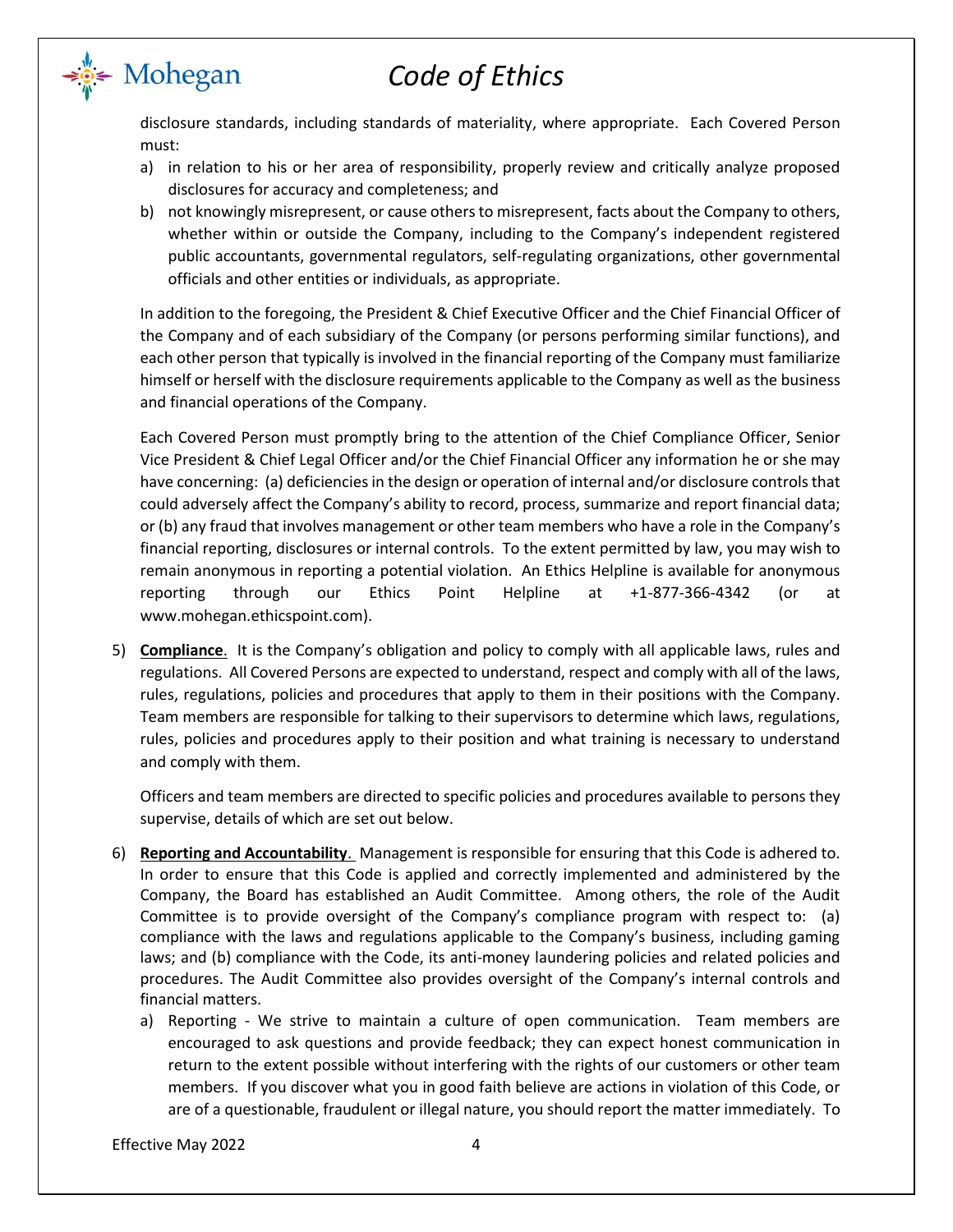disclosure standards, including standards of materiality, where appropriate. Each Covered Person must:

a) in relation to his or her area of responsibility, properly review and critically analyze proposed disclosures for accuracy and completeness; and
b) not knowingly misrepresent, or cause others to misrepresent, facts about the Company to others, whether within or outside the Company, including to the Company's independent registered public accountants, governmental regulators, self-regulating organizations, other governmental officials and other entities or individuals, as appropriate.

In addition to the foregoing, the President & Chief Executive Officer and the Chief Financial Officer of the Company and of each subsidiary of the Company (or persons performing similar functions), and each other person that typically is involved in the financial reporting of the Company must familiarize himself or herself with the disclosure requirements applicable to the Company as well as the business and financial operations of the Company.

Each Covered Person must promptly bring to the attention of the Chief Compliance Officer, Senior Vice President & Chief Legal Officer and/or the Chief Financial Officer any information he or she may have concerning: (a) deficiencies in the design or operation of internal and/or disclosure controls that could adversely affect the Company's ability to record, process, summarize and report financial data; or (b) any fraud that involves management or other team members who have a role in the Company's financial reporting, disclosures or internal controls. To the extent permitted by law, you may wish to remain anonymous in reporting a potential violation. An Ethics Helpline is available for anonymous reporting through our Ethics Point Helpline at +1-877-366-4342 (or at www.mohegan.ethicspoint.com).

5) **Compliance**. It is the Company's obligation and policy to comply with all applicable laws, rules and regulations. All Covered Persons are expected to understand, respect and comply with all of the laws, rules, regulations, policies and procedures that apply to them in their positions with the Company. Team members are responsible for talking to their supervisors to determine which laws, regulations, rules, policies and procedures apply to their position and what training is necessary to understand and comply with them.

   Officers and team members are directed to specific policies and procedures available to persons they supervise, details of which are set out below.

6) **Reporting and Accountability**. Management is responsible for ensuring that this Code is adhered to. In order to ensure that this Code is applied and correctly implemented and administered by the Company, the Board has established an Audit Committee. Among others, the role of the Audit Committee is to provide oversight of the Company's compliance program with respect to: (a) compliance with the laws and regulations applicable to the Company's business, including gaming laws; and (b) compliance with the Code, its anti-money laundering policies and related policies and procedures. The Audit Committee also provides oversight of the Company's internal controls and financial matters.

   a) Reporting - We strive to maintain a culture of open communication. Team members are encouraged to ask questions and provide feedback; they can expect honest communication in return to the extent possible without interfering with the rights of our customers or other team members. If you discover what you in good faith believe are actions in violation of this Code, or are of a questionable, fraudulent or illegal nature, you should report the matter immediately. To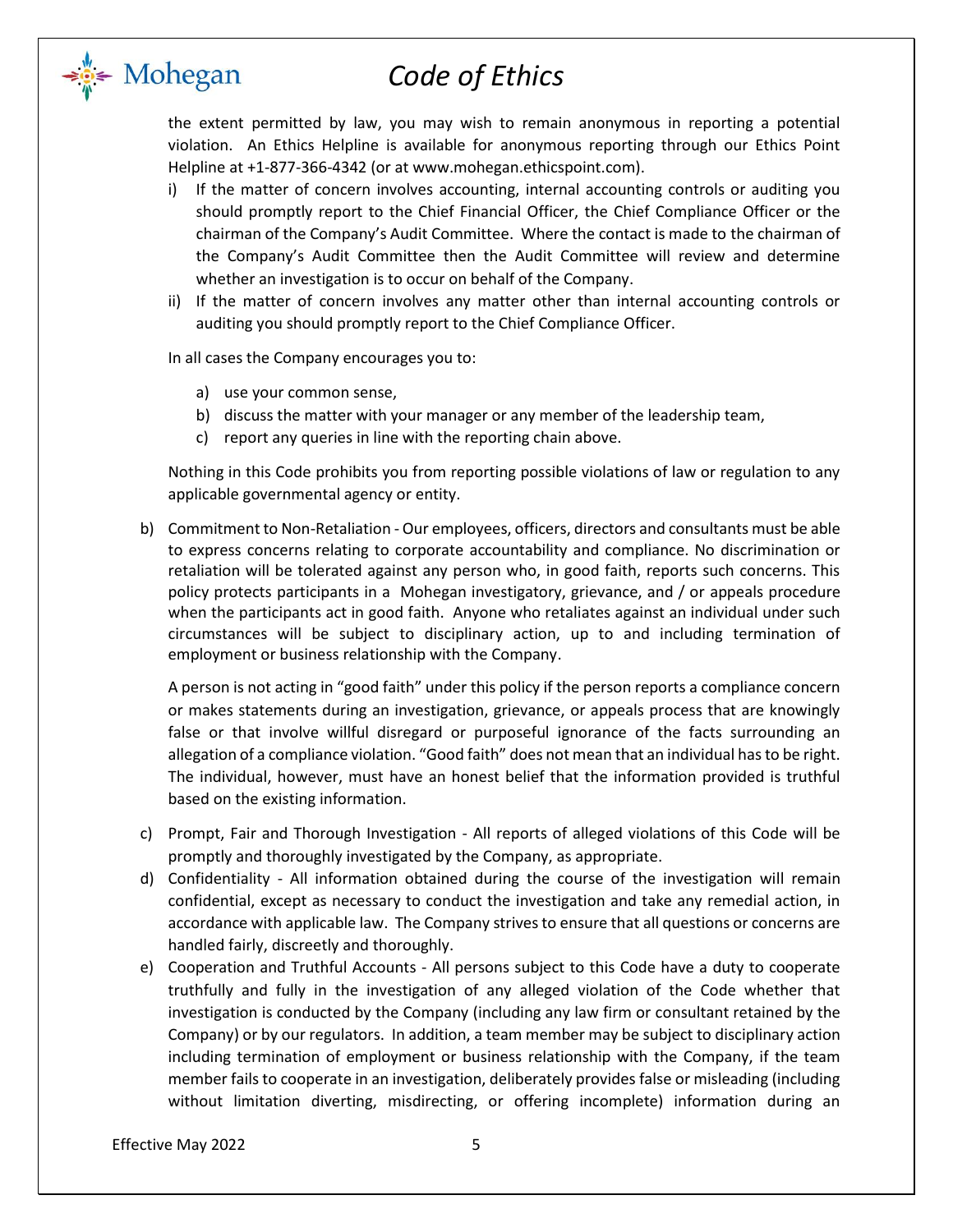the extent permitted by law, you may wish to remain anonymous in reporting a potential violation. An Ethics Helpline is available for anonymous reporting through our Ethics Point Helpline at +1-877-366-4342 (or at www.mohegan.ethicspoint.com).

i) If the matter of concern involves accounting, internal accounting controls or auditing you should promptly report to the Chief Financial Officer, the Chief Compliance Officer or the chairman of the Company's Audit Committee. Where the contact is made to the chairman of the Company's Audit Committee then the Audit Committee will review and determine whether an investigation is to occur on behalf of the Company.

ii) If the matter of concern involves any matter other than internal accounting controls or auditing you should promptly report to the Chief Compliance Officer.

In all cases the Company encourages you to:

a) use your common sense,
b) discuss the matter with your manager or any member of the leadership team,
c) report any queries in line with the reporting chain above.

Nothing in this Code prohibits you from reporting possible violations of law or regulation to any applicable governmental agency or entity.

b) Commitment to Non-Retaliation - Our employees, officers, directors and consultants must be able to express concerns relating to corporate accountability and compliance. No discrimination or retaliation will be tolerated against any person who, in good faith, reports such concerns. This policy protects participants in a Mohegan investigatory, grievance, and / or appeals procedure when the participants act in good faith. Anyone who retaliates against an individual under such circumstances will be subject to disciplinary action, up to and including termination of employment or business relationship with the Company.

   A person is not acting in "good faith" under this policy if the person reports a compliance concern or makes statements during an investigation, grievance, or appeals process that are knowingly false or that involve willful disregard or purposeful ignorance of the facts surrounding an allegation of a compliance violation. "Good faith" does not mean that an individual has to be right. The individual, however, must have an honest belief that the information provided is truthful based on the existing information.

c) Prompt, Fair and Thorough Investigation - All reports of alleged violations of this Code will be promptly and thoroughly investigated by the Company, as appropriate.

d) Confidentiality - All information obtained during the course of the investigation will remain confidential, except as necessary to conduct the investigation and take any remedial action, in accordance with applicable law. The Company strives to ensure that all questions or concerns are handled fairly, discreetly and thoroughly.

e) Cooperation and Truthful Accounts - All persons subject to this Code have a duty to cooperate truthfully and fully in the investigation of any alleged violation of the Code whether that investigation is conducted by the Company (including any law firm or consultant retained by the Company) or by our regulators. In addition, a team member may be subject to disciplinary action including termination of employment or business relationship with the Company, if the team member fails to cooperate in an investigation, deliberately provides false or misleading (including without limitation diverting, misdirecting, or offering incomplete) information during an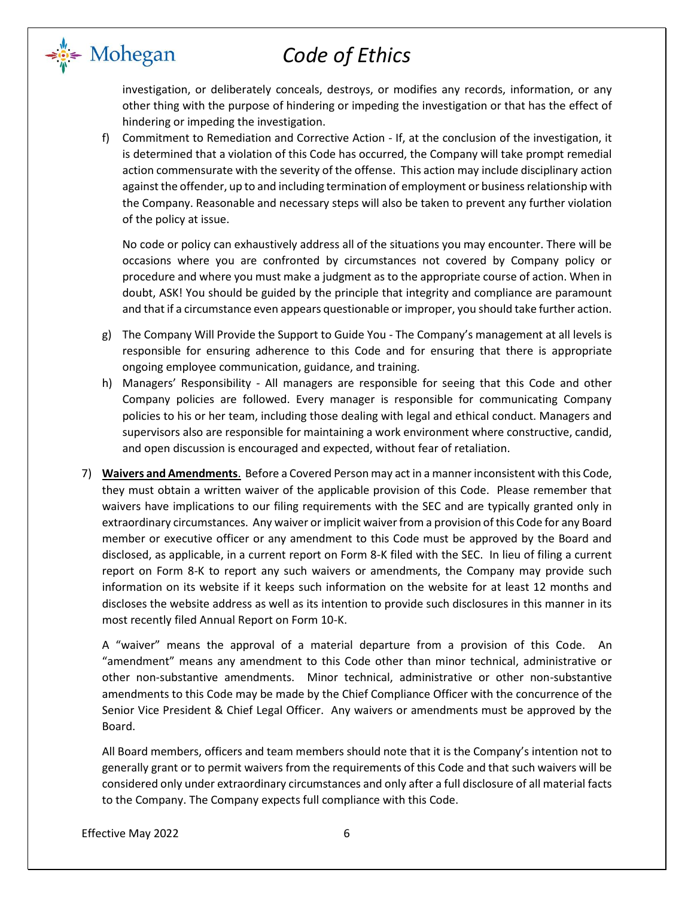investigation, or deliberately conceals, destroys, or modifies any records, information, or any other thing with the purpose of hindering or impeding the investigation or that has the effect of hindering or impeding the investigation.

f) Commitment to Remediation and Corrective Action - If, at the conclusion of the investigation, it is determined that a violation of this Code has occurred, the Company will take prompt remedial action commensurate with the severity of the offense. This action may include disciplinary action against the offender, up to and including termination of employment or business relationship with the Company. Reasonable and necessary steps will also be taken to prevent any further violation of the policy at issue.

   No code or policy can exhaustively address all of the situations you may encounter. There will be occasions where you are confronted by circumstances not covered by Company policy or procedure and where you must make a judgment as to the appropriate course of action. When in doubt, ASK! You should be guided by the principle that integrity and compliance are paramount and that if a circumstance even appears questionable or improper, you should take further action.

g) The Company Will Provide the Support to Guide You - The Company's management at all levels is responsible for ensuring adherence to this Code and for ensuring that there is appropriate ongoing employee communication, guidance, and training.

h) Managers' Responsibility - All managers are responsible for seeing that this Code and other Company policies are followed. Every manager is responsible for communicating Company policies to his or her team, including those dealing with legal and ethical conduct. Managers and supervisors also are responsible for maintaining a work environment where constructive, candid, and open discussion is encouraged and expected, without fear of retaliation.

7) **Waivers and Amendments**. Before a Covered Person may act in a manner inconsistent with this Code, they must obtain a written waiver of the applicable provision of this Code. Please remember that waivers have implications to our filing requirements with the SEC and are typically granted only in extraordinary circumstances. Any waiver or implicit waiver from a provision of this Code for any Board member or executive officer or any amendment to this Code must be approved by the Board and disclosed, as applicable, in a current report on Form 8-K filed with the SEC. In lieu of filing a current report on Form 8-K to report any such waivers or amendments, the Company may provide such information on its website if it keeps such information on the website for at least 12 months and discloses the website address as well as its intention to provide such disclosures in this manner in its most recently filed Annual Report on Form 10-K.

   A "waiver" means the approval of a material departure from a provision of this Code. An "amendment" means any amendment to this Code other than minor technical, administrative or other non-substantive amendments. Minor technical, administrative or other non-substantive amendments to this Code may be made by the Chief Compliance Officer with the concurrence of the Senior Vice President & Chief Legal Officer. Any waivers or amendments must be approved by the Board.

   All Board members, officers and team members should note that it is the Company's intention not to generally grant or to permit waivers from the requirements of this Code and that such waivers will be considered only under extraordinary circumstances and only after a full disclosure of all material facts to the Company. The Company expects full compliance with this Code.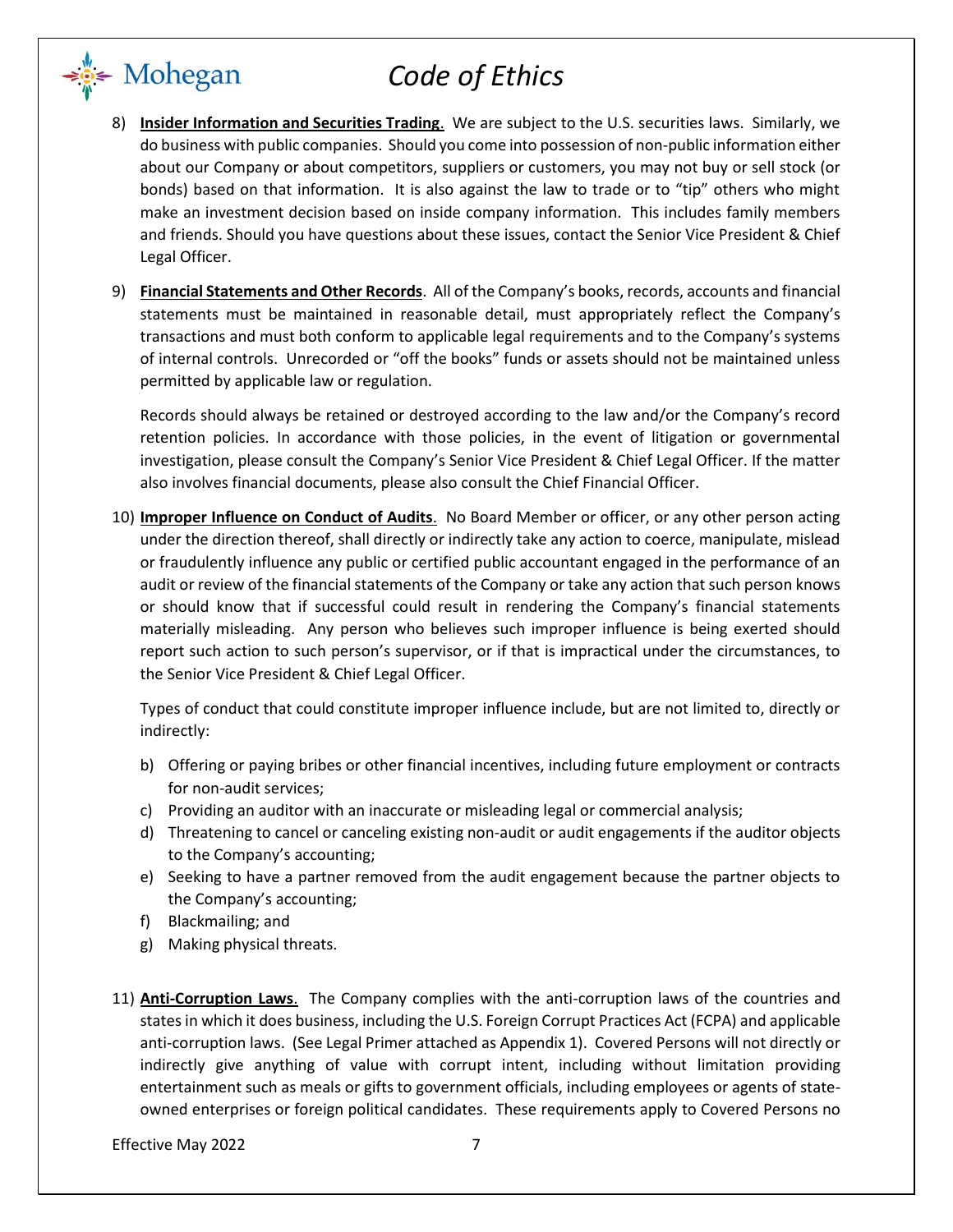8) **Insider Information and Securities Trading**. We are subject to the U.S. securities laws. Similarly, we do business with public companies. Should you come into possession of non-public information either about our Company or about competitors, suppliers or customers, you may not buy or sell stock (or bonds) based on that information. It is also against the law to trade or to "tip" others who might make an investment decision based on inside company information. This includes family members and friends. Should you have questions about these issues, contact the Senior Vice President & Chief Legal Officer.

9) **Financial Statements and Other Records**. All of the Company's books, records, accounts and financial statements must be maintained in reasonable detail, must appropriately reflect the Company's transactions and must both conform to applicable legal requirements and to the Company's systems of internal controls. Unrecorded or "off the books" funds or assets should not be maintained unless permitted by applicable law or regulation.

   Records should always be retained or destroyed according to the law and/or the Company's record retention policies. In accordance with those policies, in the event of litigation or governmental investigation, please consult the Company's Senior Vice President & Chief Legal Officer. If the matter also involves financial documents, please also consult the Chief Financial Officer.

10) **Improper Influence on Conduct of Audits**. No Board Member or officer, or any other person acting under the direction thereof, shall directly or indirectly take any action to coerce, manipulate, mislead or fraudulently influence any public or certified public accountant engaged in the performance of an audit or review of the financial statements of the Company or take any action that such person knows or should know that if successful could result in rendering the Company's financial statements materially misleading. Any person who believes such improper influence is being exerted should report such action to such person's supervisor, or if that is impractical under the circumstances, to the Senior Vice President & Chief Legal Officer.

    Types of conduct that could constitute improper influence include, but are not limited to, directly or indirectly:

    b) Offering or paying bribes or other financial incentives, including future employment or contracts for non-audit services;
    c) Providing an auditor with an inaccurate or misleading legal or commercial analysis;
    d) Threatening to cancel or canceling existing non-audit or audit engagements if the auditor objects to the Company's accounting;
    e) Seeking to have a partner removed from the audit engagement because the partner objects to the Company's accounting;
    f) Blackmailing; and
    g) Making physical threats.

11) **Anti-Corruption Laws**. The Company complies with the anti-corruption laws of the countries and states in which it does business, including the U.S. Foreign Corrupt Practices Act (FCPA) and applicable anti-corruption laws. (See Legal Primer attached as Appendix 1). Covered Persons will not directly or indirectly give anything of value with corrupt intent, including without limitation providing entertainment such as meals or gifts to government officials, including employees or agents of state-owned enterprises or foreign political candidates. These requirements apply to Covered Persons no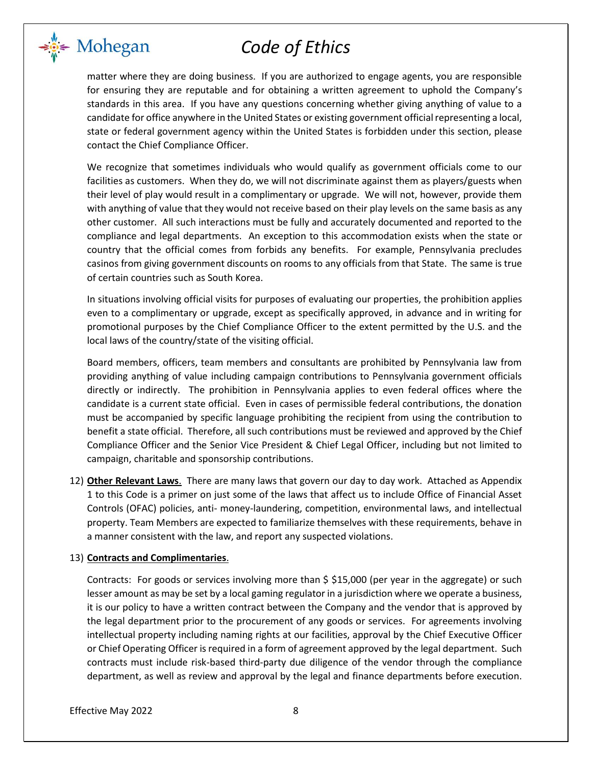matter where they are doing business. If you are authorized to engage agents, you are responsible for ensuring they are reputable and for obtaining a written agreement to uphold the Company's standards in this area. If you have any questions concerning whether giving anything of value to a candidate for office anywhere in the United States or existing government official representing a local, state or federal government agency within the United States is forbidden under this section, please contact the Chief Compliance Officer.

We recognize that sometimes individuals who would qualify as government officials come to our facilities as customers. When they do, we will not discriminate against them as players/guests when their level of play would result in a complimentary or upgrade. We will not, however, provide them with anything of value that they would not receive based on their play levels on the same basis as any other customer. All such interactions must be fully and accurately documented and reported to the compliance and legal departments. An exception to this accommodation exists when the state or country that the official comes from forbids any benefits. For example, Pennsylvania precludes casinos from giving government discounts on rooms to any officials from that State. The same is true of certain countries such as South Korea.

In situations involving official visits for purposes of evaluating our properties, the prohibition applies even to a complimentary or upgrade, except as specifically approved, in advance and in writing for promotional purposes by the Chief Compliance Officer to the extent permitted by the U.S. and the local laws of the country/state of the visiting official.

Board members, officers, team members and consultants are prohibited by Pennsylvania law from providing anything of value including campaign contributions to Pennsylvania government officials directly or indirectly. The prohibition in Pennsylvania applies to even federal offices where the candidate is a current state official. Even in cases of permissible federal contributions, the donation must be accompanied by specific language prohibiting the recipient from using the contribution to benefit a state official. Therefore, all such contributions must be reviewed and approved by the Chief Compliance Officer and the Senior Vice President & Chief Legal Officer, including but not limited to campaign, charitable and sponsorship contributions.

12) **Other Relevant Laws**. There are many laws that govern our day to day work. Attached as Appendix 1 to this Code is a primer on just some of the laws that affect us to include Office of Financial Asset Controls (OFAC) policies, anti- money-laundering, competition, environmental laws, and intellectual property. Team Members are expected to familiarize themselves with these requirements, behave in a manner consistent with the law, and report any suspected violations.

13) **Contracts and Complimentaries**.

Contracts: For goods or services involving more than $ $15,000 (per year in the aggregate) or such lesser amount as may be set by a local gaming regulator in a jurisdiction where we operate a business, it is our policy to have a written contract between the Company and the vendor that is approved by the legal department prior to the procurement of any goods or services. For agreements involving intellectual property including naming rights at our facilities, approval by the Chief Executive Officer or Chief Operating Officer is required in a form of agreement approved by the legal department. Such contracts must include risk-based third-party due diligence of the vendor through the compliance department, as well as review and approval by the legal and finance departments before execution.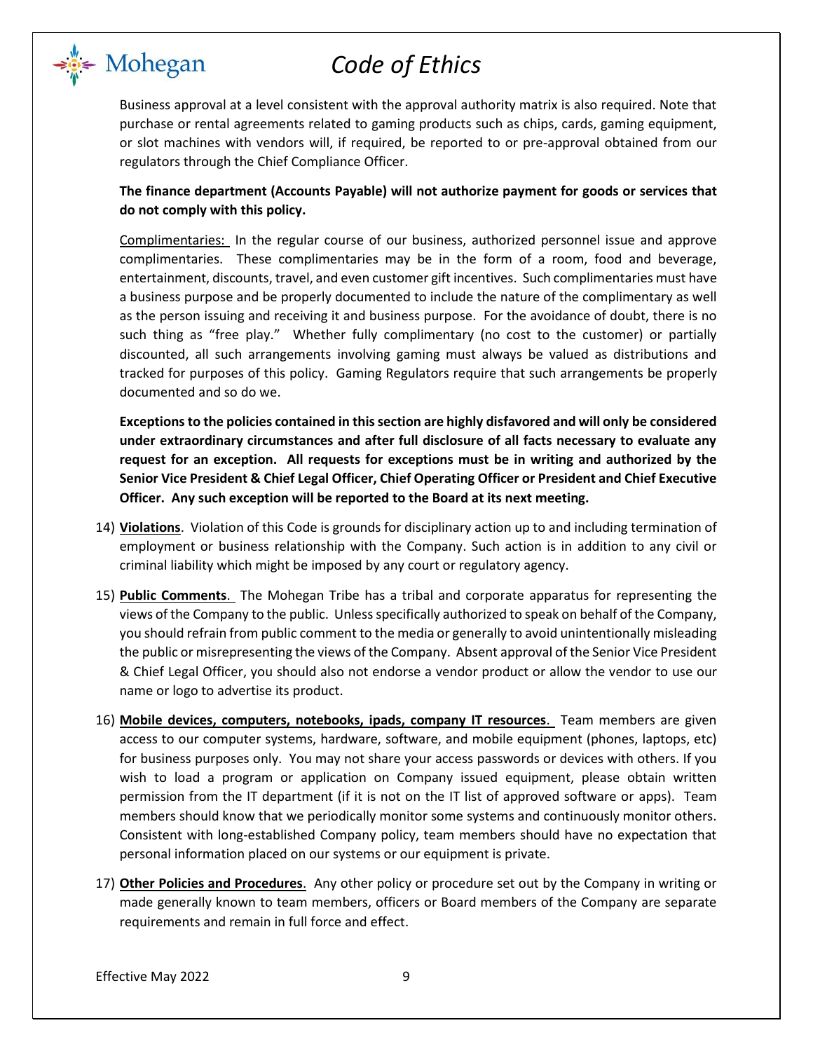Business approval at a level consistent with the approval authority matrix is also required. Note that purchase or rental agreements related to gaming products such as chips, cards, gaming equipment, or slot machines with vendors will, if required, be reported to or pre-approval obtained from our regulators through the Chief Compliance Officer.

**The finance department (Accounts Payable) will not authorize payment for goods or services that do not comply with this policy.**

Complimentaries: In the regular course of our business, authorized personnel issue and approve complimentaries. These complimentaries may be in the form of a room, food and beverage, entertainment, discounts, travel, and even customer gift incentives. Such complimentaries must have a business purpose and be properly documented to include the nature of the complimentary as well as the person issuing and receiving it and business purpose. For the avoidance of doubt, there is no such thing as "free play." Whether fully complimentary (no cost to the customer) or partially discounted, all such arrangements involving gaming must always be valued as distributions and tracked for purposes of this policy. Gaming Regulators require that such arrangements be properly documented and so do we.

**Exceptions to the policies contained in this section are highly disfavored and will only be considered under extraordinary circumstances and after full disclosure of all facts necessary to evaluate any request for an exception. All requests for exceptions must be in writing and authorized by the Senior Vice President & Chief Legal Officer, Chief Operating Officer or President and Chief Executive Officer. Any such exception will be reported to the Board at its next meeting.**

14) **Violations**. Violation of this Code is grounds for disciplinary action up to and including termination of employment or business relationship with the Company. Such action is in addition to any civil or criminal liability which might be imposed by any court or regulatory agency.

15) **Public Comments**. The Mohegan Tribe has a tribal and corporate apparatus for representing the views of the Company to the public. Unless specifically authorized to speak on behalf of the Company, you should refrain from public comment to the media or generally to avoid unintentionally misleading the public or misrepresenting the views of the Company. Absent approval of the Senior Vice President & Chief Legal Officer, you should also not endorse a vendor product or allow the vendor to use our name or logo to advertise its product.

16) **Mobile devices, computers, notebooks, ipads, company IT resources**. Team members are given access to our computer systems, hardware, software, and mobile equipment (phones, laptops, etc) for business purposes only. You may not share your access passwords or devices with others. If you wish to load a program or application on Company issued equipment, please obtain written permission from the IT department (if it is not on the IT list of approved software or apps). Team members should know that we periodically monitor some systems and continuously monitor others. Consistent with long-established Company policy, team members should have no expectation that personal information placed on our systems or our equipment is private.

17) **Other Policies and Procedures**. Any other policy or procedure set out by the Company in writing or made generally known to team members, officers or Board members of the Company are separate requirements and remain in full force and effect.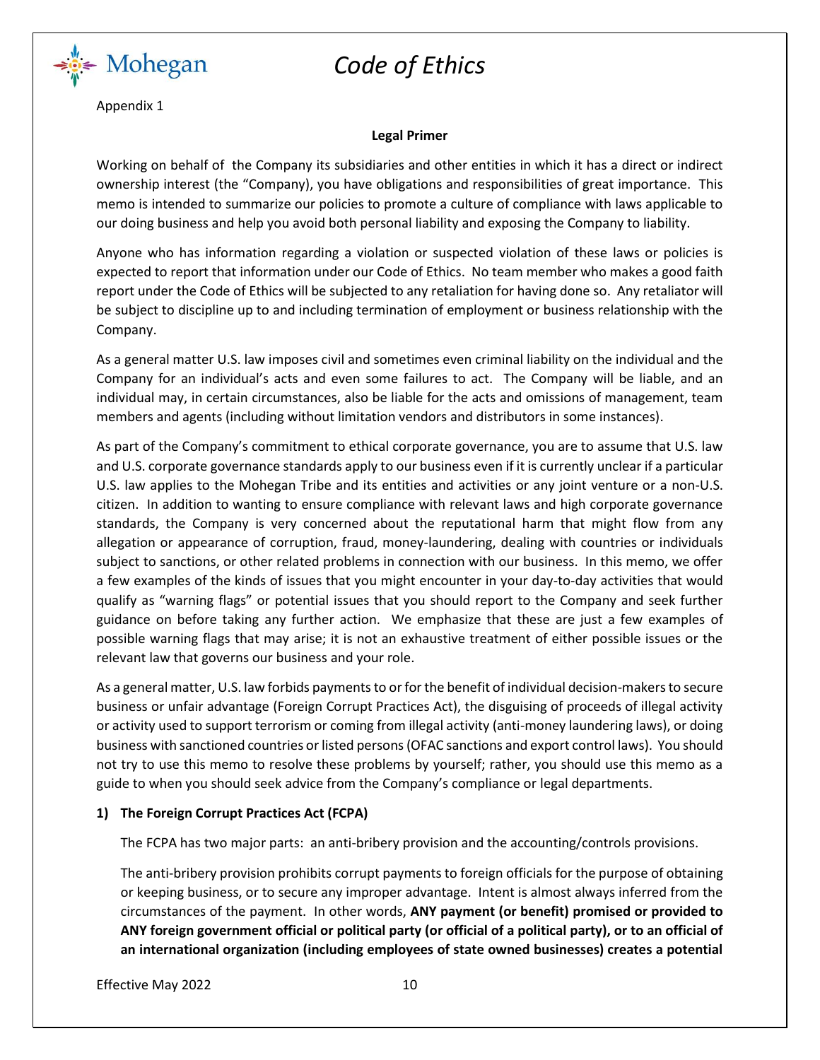Appendix 1

**Legal Primer**

Working on behalf of the Company its subsidiaries and other entities in which it has a direct or indirect ownership interest (the "Company), you have obligations and responsibilities of great importance. This memo is intended to summarize our policies to promote a culture of compliance with laws applicable to our doing business and help you avoid both personal liability and exposing the Company to liability.

Anyone who has information regarding a violation or suspected violation of these laws or policies is expected to report that information under our Code of Ethics. No team member who makes a good faith report under the Code of Ethics will be subjected to any retaliation for having done so. Any retaliator will be subject to discipline up to and including termination of employment or business relationship with the Company.

As a general matter U.S. law imposes civil and sometimes even criminal liability on the individual and the Company for an individual's acts and even some failures to act. The Company will be liable, and an individual may, in certain circumstances, also be liable for the acts and omissions of management, team members and agents (including without limitation vendors and distributors in some instances).

As part of the Company's commitment to ethical corporate governance, you are to assume that U.S. law and U.S. corporate governance standards apply to our business even if it is currently unclear if a particular U.S. law applies to the Mohegan Tribe and its entities and activities or any joint venture or a non-U.S. citizen. In addition to wanting to ensure compliance with relevant laws and high corporate governance standards, the Company is very concerned about the reputational harm that might flow from any allegation or appearance of corruption, fraud, money-laundering, dealing with countries or individuals subject to sanctions, or other related problems in connection with our business. In this memo, we offer a few examples of the kinds of issues that you might encounter in your day-to-day activities that would qualify as "warning flags" or potential issues that you should report to the Company and seek further guidance on before taking any further action. We emphasize that these are just a few examples of possible warning flags that may arise; it is not an exhaustive treatment of either possible issues or the relevant law that governs our business and your role.

As a general matter, U.S. law forbids payments to or for the benefit of individual decision-makers to secure business or unfair advantage (Foreign Corrupt Practices Act), the disguising of proceeds of illegal activity or activity used to support terrorism or coming from illegal activity (anti-money laundering laws), or doing business with sanctioned countries or listed persons (OFAC sanctions and export control laws). You should not try to use this memo to resolve these problems by yourself; rather, you should use this memo as a guide to when you should seek advice from the Company's compliance or legal departments.

**1) The Foreign Corrupt Practices Act (FCPA)**

The FCPA has two major parts: an anti-bribery provision and the accounting/controls provisions.

The anti-bribery provision prohibits corrupt payments to foreign officials for the purpose of obtaining or keeping business, or to secure any improper advantage. Intent is almost always inferred from the circumstances of the payment. In other words, **ANY payment (or benefit) promised or provided to ANY foreign government official or political party (or official of a political party), or to an official of an international organization (including employees of state owned businesses) creates a potential**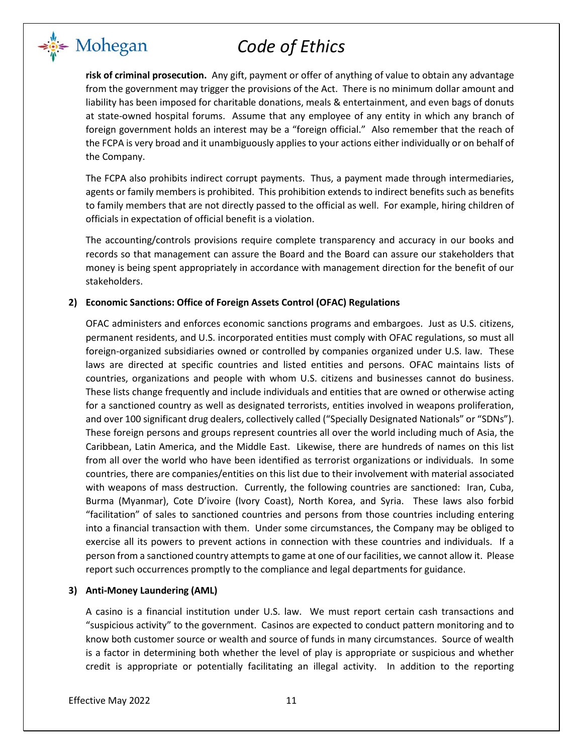**risk of criminal prosecution.** Any gift, payment or offer of anything of value to obtain any advantage from the government may trigger the provisions of the Act. There is no minimum dollar amount and liability has been imposed for charitable donations, meals & entertainment, and even bags of donuts at state-owned hospital forums. Assume that any employee of any entity in which any branch of foreign government holds an interest may be a "foreign official." Also remember that the reach of the FCPA is very broad and it unambiguously applies to your actions either individually or on behalf of the Company.

The FCPA also prohibits indirect corrupt payments. Thus, a payment made through intermediaries, agents or family members is prohibited. This prohibition extends to indirect benefits such as benefits to family members that are not directly passed to the official as well. For example, hiring children of officials in expectation of official benefit is a violation.

The accounting/controls provisions require complete transparency and accuracy in our books and records so that management can assure the Board and the Board can assure our stakeholders that money is being spent appropriately in accordance with management direction for the benefit of our stakeholders.

**2) Economic Sanctions: Office of Foreign Assets Control (OFAC) Regulations**

OFAC administers and enforces economic sanctions programs and embargoes. Just as U.S. citizens, permanent residents, and U.S. incorporated entities must comply with OFAC regulations, so must all foreign-organized subsidiaries owned or controlled by companies organized under U.S. law. These laws are directed at specific countries and listed entities and persons. OFAC maintains lists of countries, organizations and people with whom U.S. citizens and businesses cannot do business. These lists change frequently and include individuals and entities that are owned or otherwise acting for a sanctioned country as well as designated terrorists, entities involved in weapons proliferation, and over 100 significant drug dealers, collectively called ("Specially Designated Nationals" or "SDNs"). These foreign persons and groups represent countries all over the world including much of Asia, the Caribbean, Latin America, and the Middle East. Likewise, there are hundreds of names on this list from all over the world who have been identified as terrorist organizations or individuals. In some countries, there are companies/entities on this list due to their involvement with material associated with weapons of mass destruction. Currently, the following countries are sanctioned: Iran, Cuba, Burma (Myanmar), Cote D'ivoire (Ivory Coast), North Korea, and Syria. These laws also forbid "facilitation" of sales to sanctioned countries and persons from those countries including entering into a financial transaction with them. Under some circumstances, the Company may be obliged to exercise all its powers to prevent actions in connection with these countries and individuals. If a person from a sanctioned country attempts to game at one of our facilities, we cannot allow it. Please report such occurrences promptly to the compliance and legal departments for guidance.

**3) Anti-Money Laundering (AML)**

A casino is a financial institution under U.S. law. We must report certain cash transactions and "suspicious activity" to the government. Casinos are expected to conduct pattern monitoring and to know both customer source or wealth and source of funds in many circumstances. Source of wealth is a factor in determining both whether the level of play is appropriate or suspicious and whether credit is appropriate or potentially facilitating an illegal activity. In addition to the reporting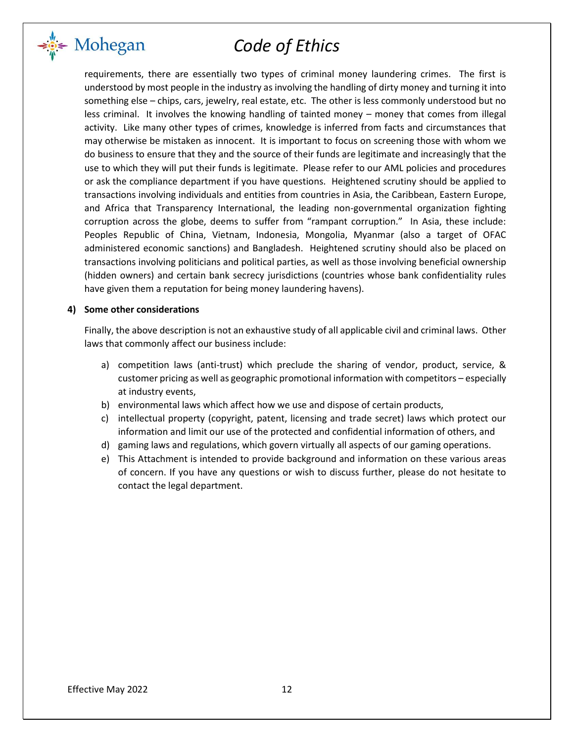requirements, there are essentially two types of criminal money laundering crimes. The first is understood by most people in the industry as involving the handling of dirty money and turning it into something else – chips, cars, jewelry, real estate, etc. The other is less commonly understood but no less criminal. It involves the knowing handling of tainted money – money that comes from illegal activity. Like many other types of crimes, knowledge is inferred from facts and circumstances that may otherwise be mistaken as innocent. It is important to focus on screening those with whom we do business to ensure that they and the source of their funds are legitimate and increasingly that the use to which they will put their funds is legitimate. Please refer to our AML policies and procedures or ask the compliance department if you have questions. Heightened scrutiny should be applied to transactions involving individuals and entities from countries in Asia, the Caribbean, Eastern Europe, and Africa that Transparency International, the leading non-governmental organization fighting corruption across the globe, deems to suffer from "rampant corruption." In Asia, these include: Peoples Republic of China, Vietnam, Indonesia, Mongolia, Myanmar (also a target of OFAC administered economic sanctions) and Bangladesh. Heightened scrutiny should also be placed on transactions involving politicians and political parties, as well as those involving beneficial ownership (hidden owners) and certain bank secrecy jurisdictions (countries whose bank confidentiality rules have given them a reputation for being money laundering havens).

**4) Some other considerations**

Finally, the above description is not an exhaustive study of all applicable civil and criminal laws. Other laws that commonly affect our business include:

a) competition laws (anti-trust) which preclude the sharing of vendor, product, service, & customer pricing as well as geographic promotional information with competitors – especially at industry events,
b) environmental laws which affect how we use and dispose of certain products,
c) intellectual property (copyright, patent, licensing and trade secret) laws which protect our information and limit our use of the protected and confidential information of others, and
d) gaming laws and regulations, which govern virtually all aspects of our gaming operations.
e) This Attachment is intended to provide background and information on these various areas of concern. If you have any questions or wish to discuss further, please do not hesitate to contact the legal department.